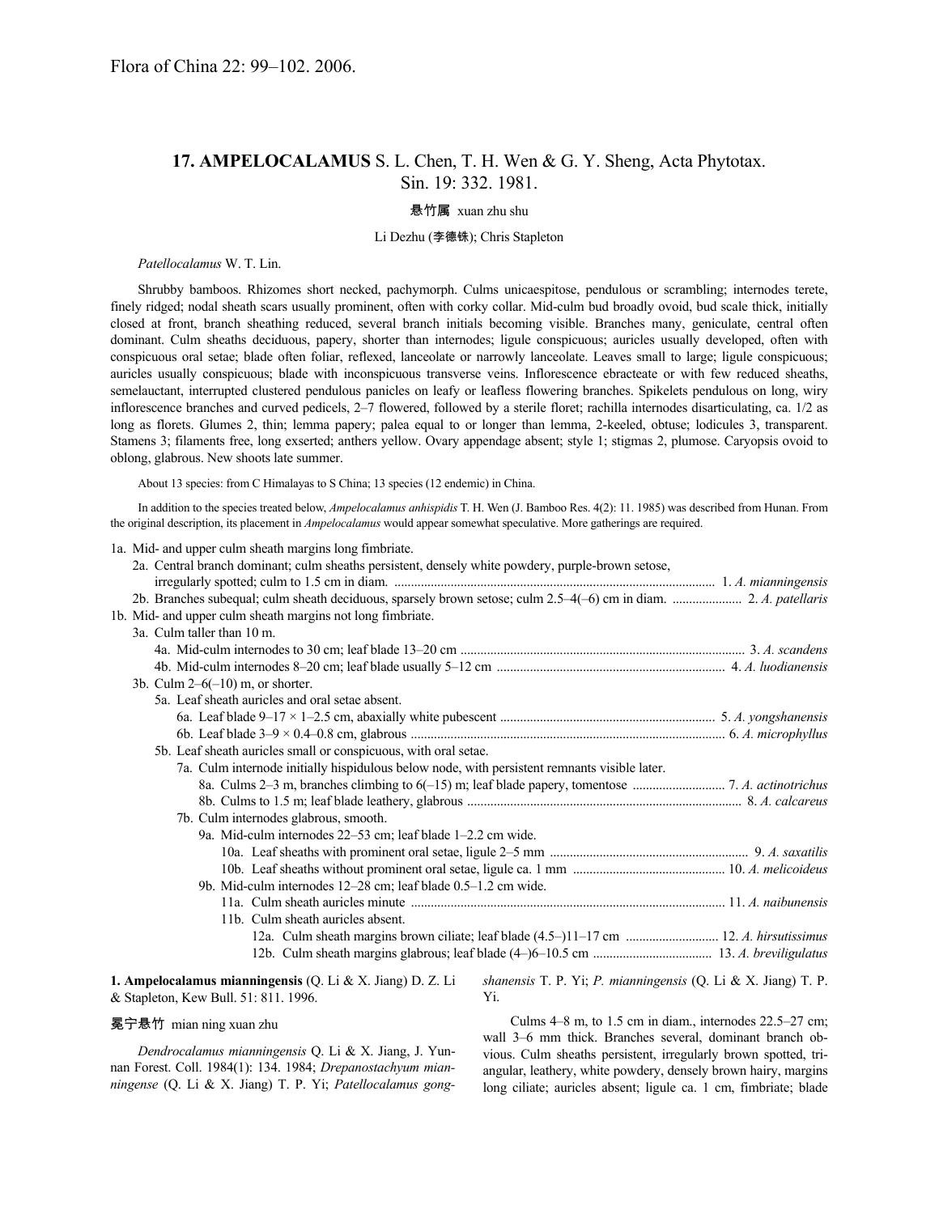Flora of China 22: 99–102. 2006.

## 17. AMPELOCALAMUS S. L. Chen, T. H. Wen & G. Y. Sheng, Acta Phytotax. Sin. 19: 332. 1981.

悬竹属 xuan zhu shu

Li Dezhu (李德铢); Chris Stapleton

*Patellocalamus* W. T. Lin.

Shrubby bamboos. Rhizomes short necked, pachymorph. Culms unicaespitose, pendulous or scrambling; internodes terete, finely ridged; nodal sheath scars usually prominent, often with corky collar. Mid-culm bud broadly ovoid, bud scale thick, initially closed at front, branch sheathing reduced, several branch initials becoming visible. Branches many, geniculate, central often dominant. Culm sheaths deciduous, papery, shorter than internodes; ligule conspicuous; auricles usually developed, often with conspicuous oral setae; blade often foliar, reflexed, lanceolate or narrowly lanceolate. Leaves small to large; ligule conspicuous; auricles usually conspicuous; blade with inconspicuous transverse veins. Inflorescence ebracteate or with few reduced sheaths, semelauctant, interrupted clustered pendulous panicles on leafy or leafless flowering branches. Spikelets pendulous on long, wiry inflorescence branches and curved pedicels, 2–7 flowered, followed by a sterile floret; rachilla internodes disarticulating, ca. 1/2 as long as florets. Glumes 2, thin; lemma papery; palea equal to or longer than lemma, 2-keeled, obtuse; lodicules 3, transparent. Stamens 3; filaments free, long exserted; anthers yellow. Ovary appendage absent; style 1; stigmas 2, plumose. Caryopsis ovoid to oblong, glabrous. New shoots late summer.

About 13 species: from C Himalayas to S China; 13 species (12 endemic) in China.

In addition to the species treated below, *Ampelocalamus anhispidis* T. H. Wen (J. Bamboo Res. 4(2): 11. 1985) was described from Hunan. From the original description, its placement in *Ampelocalamus* would appear somewhat speculative. More gatherings are required.

1a. Mid- and upper culm sheath margins long fimbriate.
  2a. Central branch dominant; culm sheaths persistent, densely white powdery, purple-brown setose, irregularly spotted; culm to 1.5 cm in diam. ..... 1. *A. mianningensis*
  2b. Branches subequal; culm sheath deciduous, sparsely brown setose; culm 2.5–4(–6) cm in diam. ..... 2. *A. patellaris*
1b. Mid- and upper culm sheath margins not long fimbriate.
  3a. Culm taller than 10 m.
    4a. Mid-culm internodes to 30 cm; leaf blade 13–20 cm ..... 3. *A. scandens*
    4b. Mid-culm internodes 8–20 cm; leaf blade usually 5–12 cm ..... 4. *A. luodianensis*
  3b. Culm 2–6(–10) m, or shorter.
    5a. Leaf sheath auricles and oral setae absent.
      6a. Leaf blade 9–17 × 1–2.5 cm, abaxially white pubescent ..... 5. *A. yongshanensis*
      6b. Leaf blade 3–9 × 0.4–0.8 cm, glabrous ..... 6. *A. microphyllus*
    5b. Leaf sheath auricles small or conspicuous, with oral setae.
      7a. Culm internode initially hispidulous below node, with persistent remnants visible later.
        8a. Culms 2–3 m, branches climbing to 6(–15) m; leaf blade papery, tomentose ..... 7. *A. actinotrichus*
        8b. Culms to 1.5 m; leaf blade leathery, glabrous ..... 8. *A. calcareus*
      7b. Culm internodes glabrous, smooth.
        9a. Mid-culm internodes 22–53 cm; leaf blade 1–2.2 cm wide.
          10a. Leaf sheaths with prominent oral setae, ligule 2–5 mm ..... 9. *A. saxatilis*
          10b. Leaf sheaths without prominent oral setae, ligule ca. 1 mm ..... 10. *A. melicoideus*
        9b. Mid-culm internodes 12–28 cm; leaf blade 0.5–1.2 cm wide.
          11a. Culm sheath auricles minute ..... 11. *A. naibunensis*
          11b. Culm sheath auricles absent.
            12a. Culm sheath margins brown ciliate; leaf blade (4.5–)11–17 cm ..... 12. *A. hirsutissimus*
            12b. Culm sheath margins glabrous; leaf blade (4–)6–10.5 cm ..... 13. *A. breviligulatus*

**1. Ampelocalamus mianningensis** (Q. Li & X. Jiang) D. Z. Li & Stapleton, Kew Bull. 51: 811. 1996.

冕宁悬竹 mian ning xuan zhu

*Dendrocalamus mianningensis* Q. Li & X. Jiang, J. Yunnan Forest. Coll. 1984(1): 134. 1984; *Drepanostachyum mianningense* (Q. Li & X. Jiang) T. P. Yi; *Patellocalamus gongshanensis* T. P. Yi; *P. mianningensis* (Q. Li & X. Jiang) T. P. Yi.

Culms 4–8 m, to 1.5 cm in diam., internodes 22.5–27 cm; wall 3–6 mm thick. Branches several, dominant branch obvious. Culm sheaths persistent, irregularly brown spotted, triangular, leathery, white powdery, densely brown hairy, margins long ciliate; auricles absent; ligule ca. 1 cm, fimbriate; blade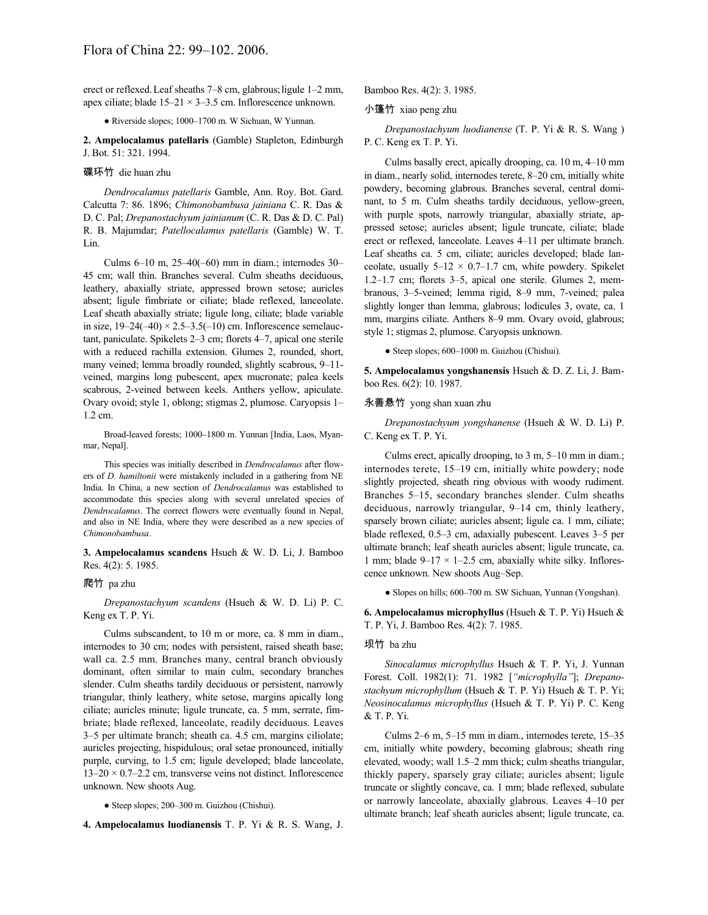erect or reflexed. Leaf sheaths 7–8 cm, glabrous; ligule 1–2 mm, apex ciliate; blade 15–21 × 3–3.5 cm. Inflorescence unknown.

● Riverside slopes; 1000–1700 m. W Sichuan, W Yunnan.

**2. Ampelocalamus patellaris** (Gamble) Stapleton, Edinburgh J. Bot. 51: 321. 1994.

碟环竹 die huan zhu

*Dendrocalamus patellaris* Gamble, Ann. Roy. Bot. Gard. Calcutta 7: 86. 1896; *Chimonobambusa jainiana* C. R. Das & D. C. Pal; *Drepanostachyum jainianum* (C. R. Das & D. C. Pal) R. B. Majumdar; *Patellocalamus patellaris* (Gamble) W. T. Lin.

Culms 6–10 m, 25–40(–60) mm in diam.; internodes 30–45 cm; wall thin. Branches several. Culm sheaths deciduous, leathery, abaxially striate, appressed brown setose; auricles absent; ligule fimbriate or ciliate; blade reflexed, lanceolate. Leaf sheath abaxially striate; ligule long, ciliate; blade variable in size, 19–24(–40) × 2.5–3.5(–10) cm. Inflorescence semelauctant, paniculate. Spikelets 2–3 cm; florets 4–7, apical one sterile with a reduced rachilla extension. Glumes 2, rounded, short, many veined; lemma broadly rounded, slightly scabrous, 9–11-veined, margins long pubescent, apex mucronate; palea keels scabrous, 2-veined between keels. Anthers yellow, apiculate. Ovary ovoid; style 1, oblong; stigmas 2, plumose. Caryopsis 1–1.2 cm.

Broad-leaved forests; 1000–1800 m. Yunnan [India, Laos, Myanmar, Nepal].

This species was initially described in *Dendrocalamus* after flowers of *D. hamiltonii* were mistakenly included in a gathering from NE India. In China, a new section of *Dendrocalamus* was established to accommodate this species along with several unrelated species of *Dendrocalamus*. The correct flowers were eventually found in Nepal, and also in NE India, where they were described as a new species of *Chimonobambusa*.

**3. Ampelocalamus scandens** Hsueh & W. D. Li, J. Bamboo Res. 4(2): 5. 1985.

爬竹 pa zhu

*Drepanostachyum scandens* (Hsueh & W. D. Li) P. C. Keng ex T. P. Yi.

Culms subscandent, to 10 m or more, ca. 8 mm in diam., internodes to 30 cm; nodes with persistent, raised sheath base; wall ca. 2.5 mm. Branches many, central branch obviously dominant, often similar to main culm, secondary branches slender. Culm sheaths tardily deciduous or persistent, narrowly triangular, thinly leathery, white setose, margins apically long ciliate; auricles minute; ligule truncate, ca. 5 mm, serrate, fimbriate; blade reflexed, lanceolate, readily deciduous. Leaves 3–5 per ultimate branch; sheath ca. 4.5 cm, margins ciliolate; auricles projecting, hispidulous; oral setae pronounced, initially purple, curving, to 1.5 cm; ligule developed; blade lanceolate, 13–20 × 0.7–2.2 cm, transverse veins not distinct. Inflorescence unknown. New shoots Aug.

● Steep slopes; 200–300 m. Guizhou (Chishui).

**4. Ampelocalamus luodianensis** T. P. Yi & R. S. Wang, J. Bamboo Res. 4(2): 3. 1985.

小篷竹 xiao peng zhu

*Drepanostachyum luodianense* (T. P. Yi & R. S. Wang ) P. C. Keng ex T. P. Yi.

Culms basally erect, apically drooping, ca. 10 m, 4–10 mm in diam., nearly solid, internodes terete, 8–20 cm, initially white powdery, becoming glabrous. Branches several, central dominant, to 5 m. Culm sheaths tardily deciduous, yellow-green, with purple spots, narrowly triangular, abaxially striate, appressed setose; auricles absent; ligule truncate, ciliate; blade erect or reflexed, lanceolate. Leaves 4–11 per ultimate branch. Leaf sheaths ca. 5 cm, ciliate; auricles developed; blade lanceolate, usually 5–12 × 0.7–1.7 cm, white powdery. Spikelet 1.2–1.7 cm; florets 3–5, apical one sterile. Glumes 2, membranous, 3–5-veined; lemma rigid, 8–9 mm, 7-veined; palea slightly longer than lemma, glabrous; lodicules 3, ovate, ca. 1 mm, margins ciliate. Anthers 8–9 mm. Ovary ovoid, glabrous; style 1; stigmas 2, plumose. Caryopsis unknown.

● Steep slopes; 600–1000 m. Guizhou (Chishui).

**5. Ampelocalamus yongshanensis** Hsueh & D. Z. Li, J. Bamboo Res. 6(2): 10. 1987.

永善悬竹 yong shan xuan zhu

*Drepanostachyum yongshanense* (Hsueh & W. D. Li) P. C. Keng ex T. P. Yi.

Culms erect, apically drooping, to 3 m, 5–10 mm in diam.; internodes terete, 15–19 cm, initially white powdery; node slightly projected, sheath ring obvious with woody rudiment. Branches 5–15, secondary branches slender. Culm sheaths deciduous, narrowly triangular, 9–14 cm, thinly leathery, sparsely brown ciliate; auricles absent; ligule ca. 1 mm, ciliate; blade reflexed, 0.5–3 cm, adaxially pubescent. Leaves 3–5 per ultimate branch; leaf sheath auricles absent; ligule truncate, ca. 1 mm; blade 9–17 × 1–2.5 cm, abaxially white silky. Inflorescence unknown. New shoots Aug–Sep.

● Slopes on hills; 600–700 m. SW Sichuan, Yunnan (Yongshan).

**6. Ampelocalamus microphyllus** (Hsueh & T. P. Yi) Hsueh & T. P. Yi, J. Bamboo Res. 4(2): 7. 1985.

坝竹 ba zhu

*Sinocalamus microphyllus* Hsueh & T. P. Yi, J. Yunnan Forest. Coll. 1982(1): 71. 1982 [*"microphylla"*]; *Drepanostachyum microphyllum* (Hsueh & T. P. Yi) Hsueh & T. P. Yi; *Neosinocalamus microphyllus* (Hsueh & T. P. Yi) P. C. Keng & T. P. Yi.

Culms 2–6 m, 5–15 mm in diam., internodes terete, 15–35 cm, initially white powdery, becoming glabrous; sheath ring elevated, woody; wall 1.5–2 mm thick; culm sheaths triangular, thickly papery, sparsely gray ciliate; auricles absent; ligule truncate or slightly concave, ca. 1 mm; blade reflexed, subulate or narrowly lanceolate, abaxially glabrous. Leaves 4–10 per ultimate branch; leaf sheath auricles absent; ligule truncate, ca.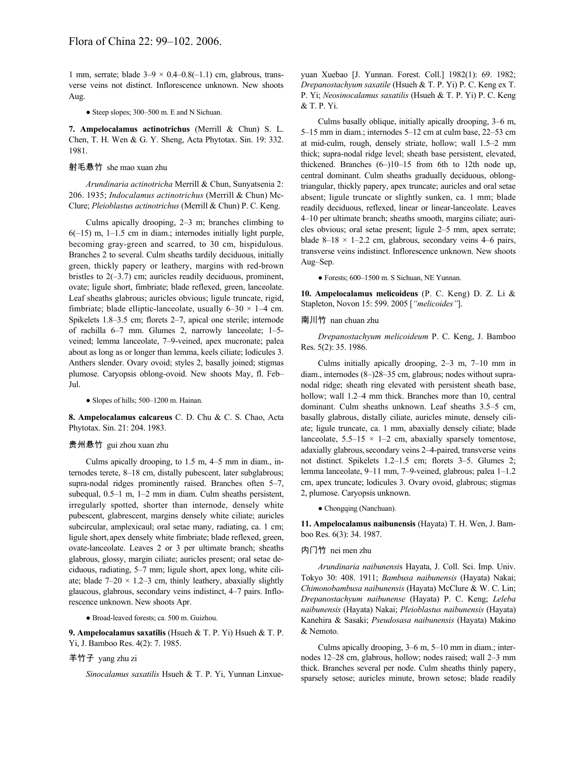1 mm, serrate; blade 3–9 × 0.4–0.8(–1.1) cm, glabrous, transverse veins not distinct. Inflorescence unknown. New shoots Aug.

● Steep slopes; 300–500 m. E and N Sichuan.

**7. Ampelocalamus actinotrichus** (Merrill & Chun) S. L. Chen, T. H. Wen & G. Y. Sheng, Acta Phytotax. Sin. 19: 332. 1981.

射毛悬竹 she mao xuan zhu

*Arundinaria actinotricha* Merrill & Chun, Sunyatsenia 2: 206. 1935; *Indocalamus actinotrichus* (Merrill & Chun) McClure; *Pleioblastus actinotrichus* (Merrill & Chun) P. C. Keng.

Culms apically drooping, 2–3 m; branches climbing to 6(–15) m, 1–1.5 cm in diam.; internodes initially light purple, becoming gray-green and scarred, to 30 cm, hispidulous. Branches 2 to several. Culm sheaths tardily deciduous, initially green, thickly papery or leathery, margins with red-brown bristles to 2(–3.7) cm; auricles readily deciduous, prominent, ovate; ligule short, fimbriate; blade reflexed, green, lanceolate. Leaf sheaths glabrous; auricles obvious; ligule truncate, rigid, fimbriate; blade elliptic-lanceolate, usually 6–30 × 1–4 cm. Spikelets 1.8–3.5 cm; florets 2–7, apical one sterile; internode of rachilla 6–7 mm. Glumes 2, narrowly lanceolate; 1–5-veined; lemma lanceolate, 7–9-veined, apex mucronate; palea about as long as or longer than lemma, keels ciliate; lodicules 3. Anthers slender. Ovary ovoid; styles 2, basally joined; stigmas plumose. Caryopsis oblong-ovoid. New shoots May, fl. Feb–Jul.

● Slopes of hills; 500–1200 m. Hainan.

**8. Ampelocalamus calcareus** C. D. Chu & C. S. Chao, Acta Phytotax. Sin. 21: 204. 1983.

贵州悬竹 gui zhou xuan zhu

Culms apically drooping, to 1.5 m, 4–5 mm in diam., internodes terete, 8–18 cm, distally pubescent, later subglabrous; supra-nodal ridges prominently raised. Branches often 5–7, subequal, 0.5–1 m, 1–2 mm in diam. Culm sheaths persistent, irregularly spotted, shorter than internode, densely white pubescent, glabrescent, margins densely white ciliate; auricles subcircular, amplexicaul; oral setae many, radiating, ca. 1 cm; ligule short, apex densely white fimbriate; blade reflexed, green, ovate-lanceolate. Leaves 2 or 3 per ultimate branch; sheaths glabrous, glossy, margin ciliate; auricles present; oral setae deciduous, radiating, 5–7 mm; ligule short, apex long, white ciliate; blade 7–20 × 1.2–3 cm, thinly leathery, abaxially slightly glaucous, glabrous, secondary veins indistinct, 4–7 pairs. Inflorescence unknown. New shoots Apr.

● Broad-leaved forests; ca. 500 m. Guizhou.

**9. Ampelocalamus saxatilis** (Hsueh & T. P. Yi) Hsueh & T. P. Yi, J. Bamboo Res. 4(2): 7. 1985.

羊竹子 yang zhu zi

*Sinocalamus saxatilis* Hsueh & T. P. Yi, Yunnan Linxueyuan Xuebao [J. Yunnan. Forest. Coll.] 1982(1): 69. 1982; *Drepanostachyum saxatile* (Hsueh & T. P. Yi) P. C. Keng ex T. P. Yi; *Neosinocalamus saxatilis* (Hsueh & T. P. Yi) P. C. Keng & T. P. Yi.

Culms basally oblique, initially apically drooping, 3–6 m, 5–15 mm in diam.; internodes 5–12 cm at culm base, 22–53 cm at mid-culm, rough, densely striate, hollow; wall 1.5–2 mm thick; supra-nodal ridge level; sheath base persistent, elevated, thickened. Branches (6–)10–15 from 6th to 12th node up, central dominant. Culm sheaths gradually deciduous, oblong-triangular, thickly papery, apex truncate; auricles and oral setae absent; ligule truncate or slightly sunken, ca. 1 mm; blade readily deciduous, reflexed, linear or linear-lanceolate. Leaves 4–10 per ultimate branch; sheaths smooth, margins ciliate; auricles obvious; oral setae present; ligule 2–5 mm, apex serrate; blade 8–18 × 1–2.2 cm, glabrous, secondary veins 4–6 pairs, transverse veins indistinct. Inflorescence unknown. New shoots Aug–Sep.

● Forests; 600–1500 m. S Sichuan, NE Yunnan.

**10. Ampelocalamus melicoideus** (P. C. Keng) D. Z. Li & Stapleton, Novon 15: 599. 2005 [*"melicoides"*].

南川竹 nan chuan zhu

*Drepanostachyum melicoideum* P. C. Keng, J. Bamboo Res. 5(2): 35. 1986.

Culms initially apically drooping, 2–3 m, 7–10 mm in diam., internodes (8–)28–35 cm, glabrous; nodes without supra-nodal ridge; sheath ring elevated with persistent sheath base, hollow; wall 1.2–4 mm thick. Branches more than 10, central dominant. Culm sheaths unknown. Leaf sheaths 3.5–5 cm, basally glabrous, distally ciliate, auricles minute, densely ciliate; ligule truncate, ca. 1 mm, abaxially densely ciliate; blade lanceolate, 5.5–15 × 1–2 cm, abaxially sparsely tomentose, adaxially glabrous, secondary veins 2–4-paired, transverse veins not distinct. Spikelets 1.2–1.5 cm; florets 3–5. Glumes 2; lemma lanceolate, 9–11 mm, 7–9-veined, glabrous; palea 1–1.2 cm, apex truncate; lodicules 3. Ovary ovoid, glabrous; stigmas 2, plumose. Caryopsis unknown.

● Chongqing (Nanchuan).

**11. Ampelocalamus naibunensis** (Hayata) T. H. Wen, J. Bamboo Res. 6(3): 34. 1987.

内门竹 nei men zhu

*Arundinaria naibunensis* Hayata, J. Coll. Sci. Imp. Univ. Tokyo 30: 408. 1911; *Bambusa naibunensis* (Hayata) Nakai; *Chimonobambusa naibunensis* (Hayata) McClure & W. C. Lin; *Drepanostachyum naibunense* (Hayata) P. C. Keng; *Leleba naibunensis* (Hayata) Nakai; *Pleioblastus naibunensis* (Hayata) Kanehira & Sasaki; *Pseudosasa naibunensis* (Hayata) Makino & Nemoto.

Culms apically drooping, 3–6 m, 5–10 mm in diam.; internodes 12–28 cm, glabrous, hollow; nodes raised; wall 2–3 mm thick. Branches several per node. Culm sheaths thinly papery, sparsely setose; auricles minute, brown setose; blade readily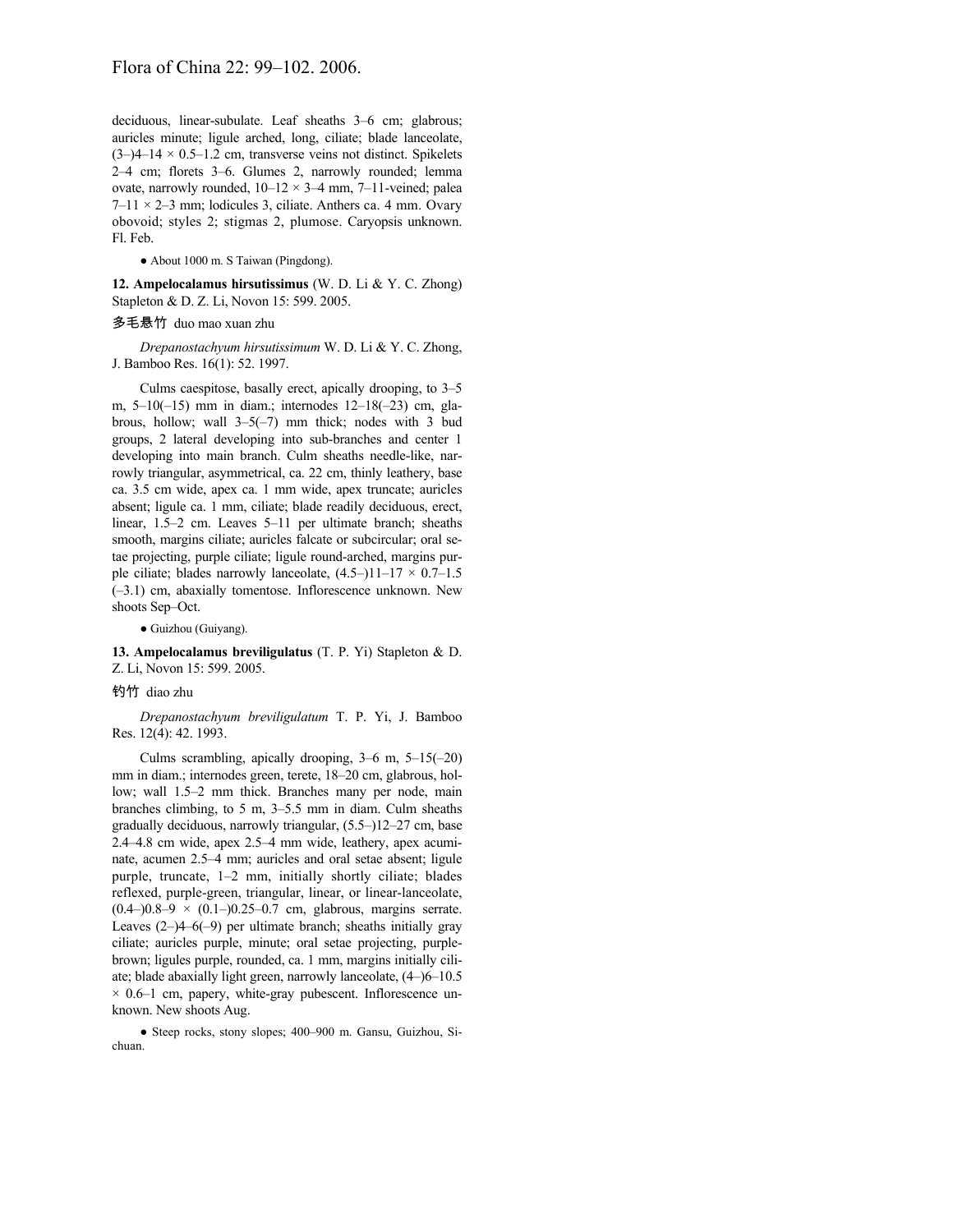deciduous, linear-subulate. Leaf sheaths 3–6 cm; glabrous; auricles minute; ligule arched, long, ciliate; blade lanceolate, (3–)4–14 × 0.5–1.2 cm, transverse veins not distinct. Spikelets 2–4 cm; florets 3–6. Glumes 2, narrowly rounded; lemma ovate, narrowly rounded, 10–12 × 3–4 mm, 7–11-veined; palea 7–11 × 2–3 mm; lodicules 3, ciliate. Anthers ca. 4 mm. Ovary obovoid; styles 2; stigmas 2, plumose. Caryopsis unknown. Fl. Feb.

● About 1000 m. S Taiwan (Pingdong).

**12. Ampelocalamus hirsutissimus** (W. D. Li & Y. C. Zhong) Stapleton & D. Z. Li, Novon 15: 599. 2005.

多毛悬竹 duo mao xuan zhu

*Drepanostachyum hirsutissimum* W. D. Li & Y. C. Zhong, J. Bamboo Res. 16(1): 52. 1997.

Culms caespitose, basally erect, apically drooping, to 3–5 m, 5–10(–15) mm in diam.; internodes 12–18(–23) cm, glabrous, hollow; wall 3–5(–7) mm thick; nodes with 3 bud groups, 2 lateral developing into sub-branches and center 1 developing into main branch. Culm sheaths needle-like, narrowly triangular, asymmetrical, ca. 22 cm, thinly leathery, base ca. 3.5 cm wide, apex ca. 1 mm wide, apex truncate; auricles absent; ligule ca. 1 mm, ciliate; blade readily deciduous, erect, linear, 1.5–2 cm. Leaves 5–11 per ultimate branch; sheaths smooth, margins ciliate; auricles falcate or subcircular; oral setae projecting, purple ciliate; ligule round-arched, margins purple ciliate; blades narrowly lanceolate, (4.5–)11–17 × 0.7–1.5 (–3.1) cm, abaxially tomentose. Inflorescence unknown. New shoots Sep–Oct.

● Guizhou (Guiyang).

**13. Ampelocalamus breviligulatus** (T. P. Yi) Stapleton & D. Z. Li, Novon 15: 599. 2005.

钓竹 diao zhu

*Drepanostachyum breviligulatum* T. P. Yi, J. Bamboo Res. 12(4): 42. 1993.

Culms scrambling, apically drooping, 3–6 m, 5–15(–20) mm in diam.; internodes green, terete, 18–20 cm, glabrous, hollow; wall 1.5–2 mm thick. Branches many per node, main branches climbing, to 5 m, 3–5.5 mm in diam. Culm sheaths gradually deciduous, narrowly triangular, (5.5–)12–27 cm, base 2.4–4.8 cm wide, apex 2.5–4 mm wide, leathery, apex acuminate, acumen 2.5–4 mm; auricles and oral setae absent; ligule purple, truncate, 1–2 mm, initially shortly ciliate; blades reflexed, purple-green, triangular, linear, or linear-lanceolate, (0.4–)0.8–9 × (0.1–)0.25–0.7 cm, glabrous, margins serrate. Leaves (2–)4–6(–9) per ultimate branch; sheaths initially gray ciliate; auricles purple, minute; oral setae projecting, purple-brown; ligules purple, rounded, ca. 1 mm, margins initially ciliate; blade abaxially light green, narrowly lanceolate, (4–)6–10.5 × 0.6–1 cm, papery, white-gray pubescent. Inflorescence unknown. New shoots Aug.

● Steep rocks, stony slopes; 400–900 m. Gansu, Guizhou, Sichuan.